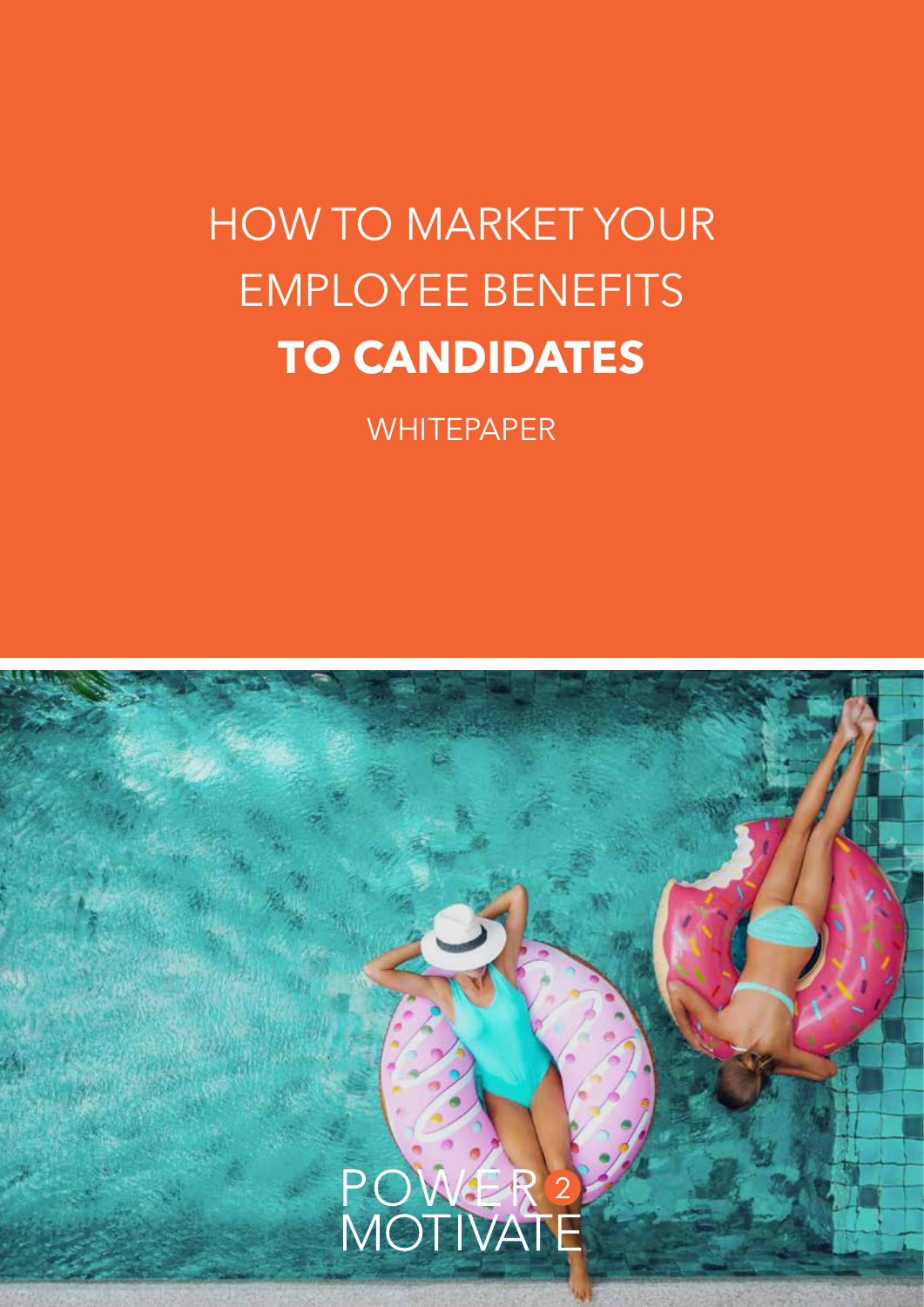# HOW TO MARKET YOUR EMPLOYEE BENEFITS **TO CANDIDATES**

WHITEPAPER

POWER 2 MOTIVATE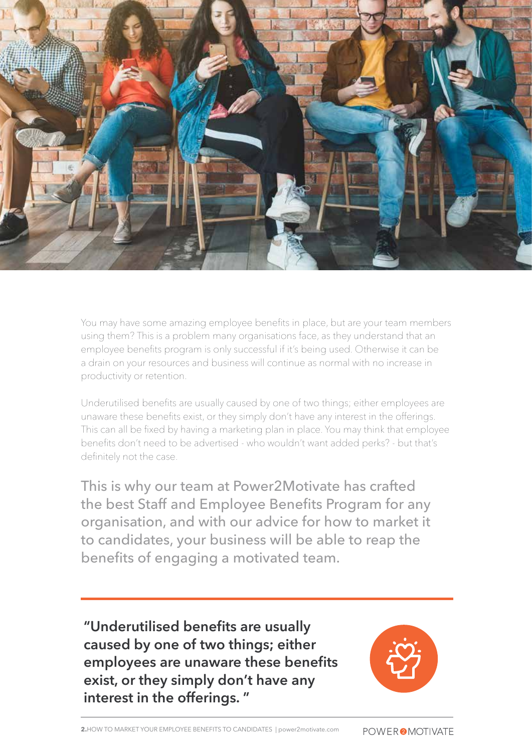You may have some amazing employee benefits in place, but are your team members using them? This is a problem many organisations face, as they understand that an employee benefits program is only successful if it's being used. Otherwise it can be a drain on your resources and business will continue as normal with no increase in productivity or retention.

Underutilised benefits are usually caused by one of two things; either employees are unaware these benefits exist, or they simply don't have any interest in the offerings. This can all be fixed by having a marketing plan in place. You may think that employee benefits don't need to be advertised - who wouldn't want added perks? - but that's definitely not the case.

This is why our team at Power2Motivate has crafted the best Staff and Employee Benefits Program for any organisation, and with our advice for how to market it to candidates, your business will be able to reap the benefits of engaging a motivated team.

**"Underutilised benefits are usually caused by one of two things; either employees are unaware these benefits exist, or they simply don't have any interest in the offerings. "**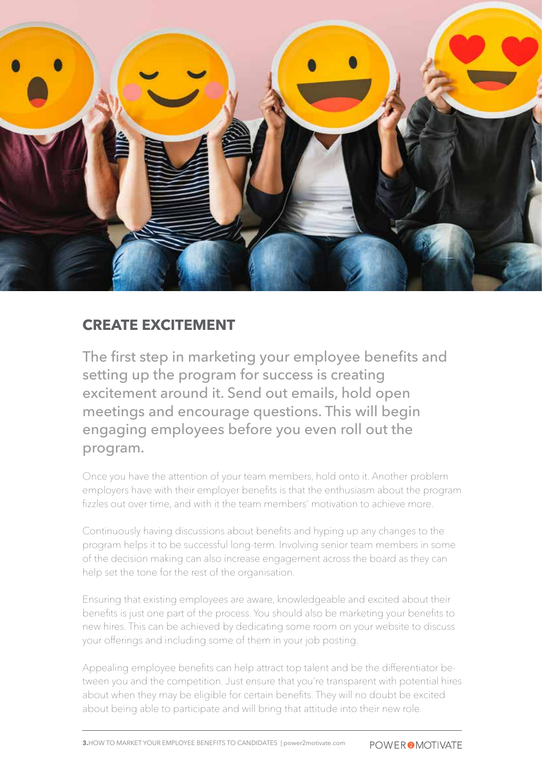## CREATE EXCITEMENT

The first step in marketing your employee benefits and setting up the program for success is creating excitement around it. Send out emails, hold open meetings and encourage questions. This will begin engaging employees before you even roll out the program.

Once you have the attention of your team members, hold onto it. Another problem employers have with their employer benefits is that the enthusiasm about the program fizzles out over time, and with it the team members' motivation to achieve more.

Continuously having discussions about benefits and hyping up any changes to the program helps it to be successful long-term. Involving senior team members in some of the decision making can also increase engagement across the board as they can help set the tone for the rest of the organisation.

Ensuring that existing employees are aware, knowledgeable and excited about their benefits is just one part of the process. You should also be marketing your benefits to new hires. This can be achieved by dedicating some room on your website to discuss your offerings and including some of them in your job posting.

Appealing employee benefits can help attract top talent and be the differentiator between you and the competition. Just ensure that you're transparent with potential hires about when they may be eligible for certain benefits. They will no doubt be excited about being able to participate and will bring that attitude into their new role.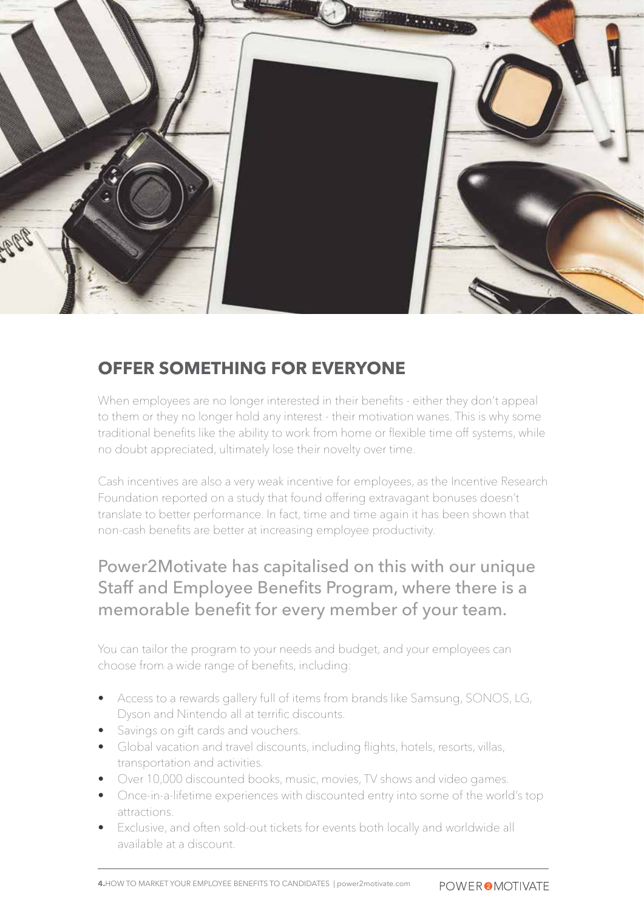## OFFER SOMETHING FOR EVERYONE

When employees are no longer interested in their benefits - either they don't appeal to them or they no longer hold any interest - their motivation wanes. This is why some traditional benefits like the ability to work from home or flexible time off systems, while no doubt appreciated, ultimately lose their novelty over time.

Cash incentives are also a very weak incentive for employees, as the Incentive Research Foundation reported on a study that found offering extravagant bonuses doesn't translate to better performance. In fact, time and time again it has been shown that non-cash benefits are better at increasing employee productivity.

### Power2Motivate has capitalised on this with our unique Staff and Employee Benefits Program, where there is a memorable benefit for every member of your team.

You can tailor the program to your needs and budget, and your employees can choose from a wide range of benefits, including:

- Access to a rewards gallery full of items from brands like Samsung, SONOS, LG, Dyson and Nintendo all at terrific discounts.
- Savings on gift cards and vouchers.
- Global vacation and travel discounts, including flights, hotels, resorts, villas, transportation and activities.
- Over 10,000 discounted books, music, movies, TV shows and video games.
- Once-in-a-lifetime experiences with discounted entry into some of the world's top attractions.
- Exclusive, and often sold-out tickets for events both locally and worldwide all available at a discount.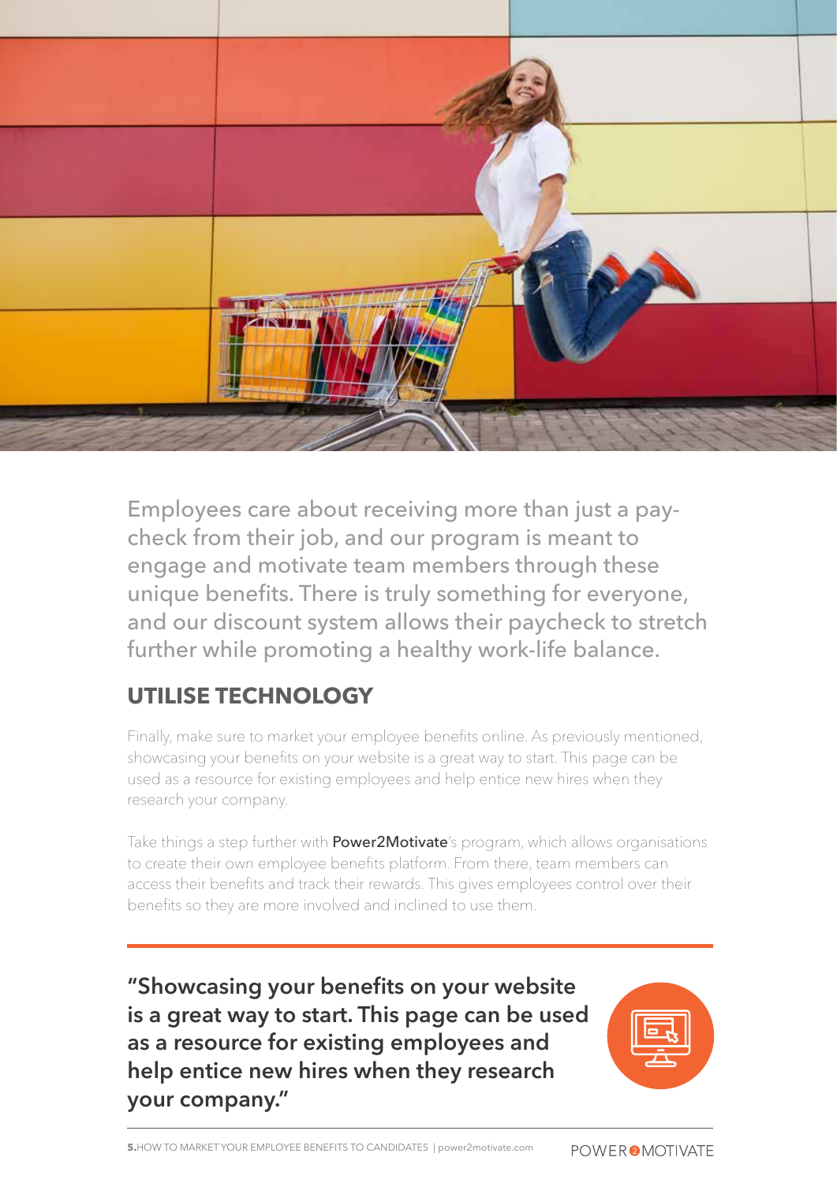Employees care about receiving more than just a pay-check from their job, and our program is meant to engage and motivate team members through these unique benefits. There is truly something for everyone, and our discount system allows their paycheck to stretch further while promoting a healthy work-life balance.

## UTILISE TECHNOLOGY

Finally, make sure to market your employee benefits online. As previously mentioned, showcasing your benefits on your website is a great way to start. This page can be used as a resource for existing employees and help entice new hires when they research your company.

Take things a step further with **Power2Motivate**'s program, which allows organisations to create their own employee benefits platform. From there, team members can access their benefits and track their rewards. This gives employees control over their benefits so they are more involved and inclined to use them.

**"Showcasing your benefits on your website is a great way to start. This page can be used as a resource for existing employees and help entice new hires when they research your company."**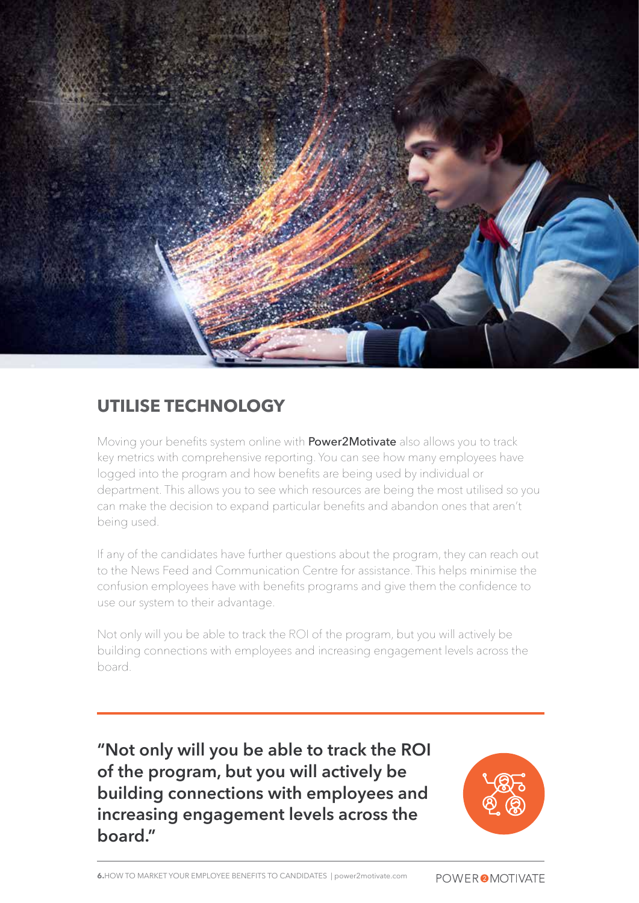## UTILISE TECHNOLOGY

Moving your benefits system online with **Power2Motivate** also allows you to track key metrics with comprehensive reporting. You can see how many employees have logged into the program and how benefits are being used by individual or department. This allows you to see which resources are being the most utilised so you can make the decision to expand particular benefits and abandon ones that aren't being used.

If any of the candidates have further questions about the program, they can reach out to the News Feed and Communication Centre for assistance. This helps minimise the confusion employees have with benefits programs and give them the confidence to use our system to their advantage.

Not only will you be able to track the ROI of the program, but you will actively be building connections with employees and increasing engagement levels across the board.

**"Not only will you be able to track the ROI of the program, but you will actively be building connections with employees and increasing engagement levels across the board."**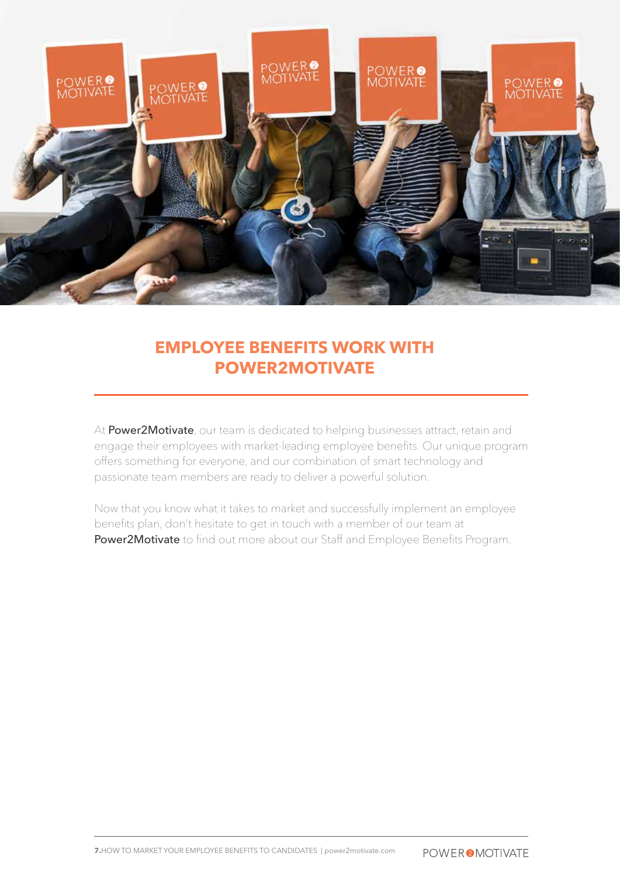## EMPLOYEE BENEFITS WORK WITH POWER2MOTIVATE

At **Power2Motivate**, our team is dedicated to helping businesses attract, retain and engage their employees with market-leading employee benefits. Our unique program offers something for everyone, and our combination of smart technology and passionate team members are ready to deliver a powerful solution.

Now that you know what it takes to market and successfully implement an employee benefits plan, don't hesitate to get in touch with a member of our team at **Power2Motivate** to find out more about our Staff and Employee Benefits Program.